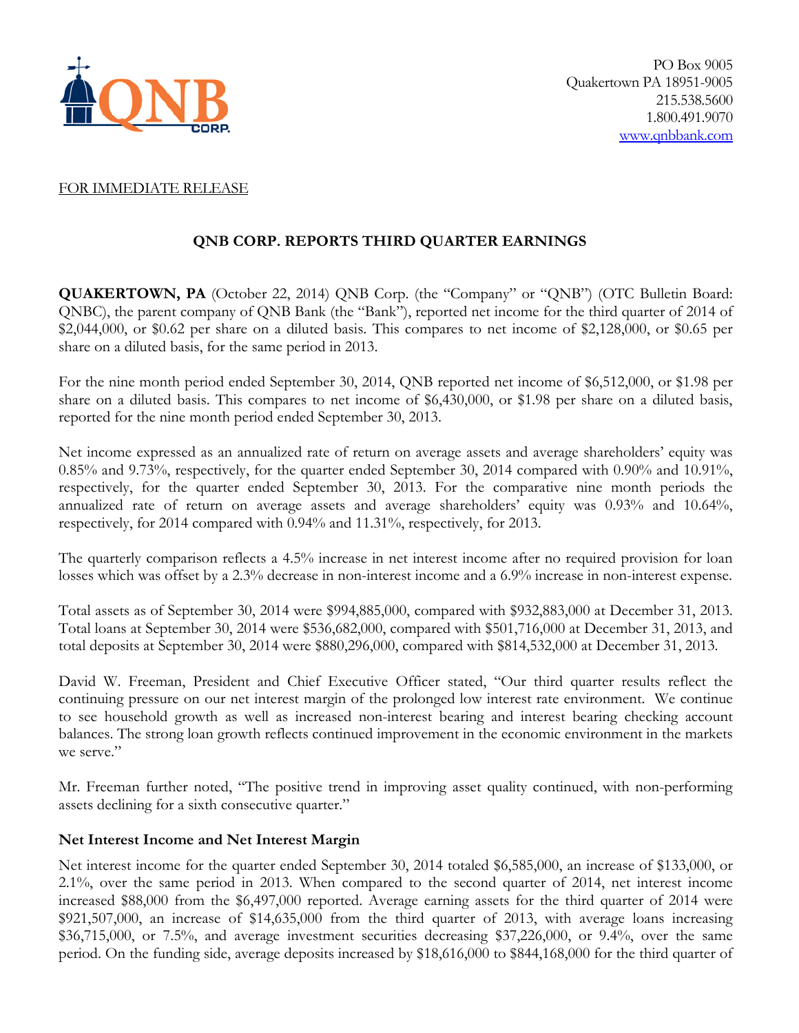PO Box 9005
Quakertown PA 18951-9005
215.538.5600
1.800.491.9070
www.qnbbank.com

FOR IMMEDIATE RELEASE

## QNB CORP. REPORTS THIRD QUARTER EARNINGS

**QUAKERTOWN, PA** (October 22, 2014) QNB Corp. (the "Company" or "QNB") (OTC Bulletin Board: QNBC), the parent company of QNB Bank (the "Bank"), reported net income for the third quarter of 2014 of $2,044,000, or $0.62 per share on a diluted basis. This compares to net income of $2,128,000, or $0.65 per share on a diluted basis, for the same period in 2013.

For the nine month period ended September 30, 2014, QNB reported net income of $6,512,000, or $1.98 per share on a diluted basis. This compares to net income of $6,430,000, or $1.98 per share on a diluted basis, reported for the nine month period ended September 30, 2013.

Net income expressed as an annualized rate of return on average assets and average shareholders' equity was 0.85% and 9.73%, respectively, for the quarter ended September 30, 2014 compared with 0.90% and 10.91%, respectively, for the quarter ended September 30, 2013. For the comparative nine month periods the annualized rate of return on average assets and average shareholders' equity was 0.93% and 10.64%, respectively, for 2014 compared with 0.94% and 11.31%, respectively, for 2013.

The quarterly comparison reflects a 4.5% increase in net interest income after no required provision for loan losses which was offset by a 2.3% decrease in non-interest income and a 6.9% increase in non-interest expense.

Total assets as of September 30, 2014 were $994,885,000, compared with $932,883,000 at December 31, 2013. Total loans at September 30, 2014 were $536,682,000, compared with $501,716,000 at December 31, 2013, and total deposits at September 30, 2014 were $880,296,000, compared with $814,532,000 at December 31, 2013.

David W. Freeman, President and Chief Executive Officer stated, "Our third quarter results reflect the continuing pressure on our net interest margin of the prolonged low interest rate environment. We continue to see household growth as well as increased non-interest bearing and interest bearing checking account balances. The strong loan growth reflects continued improvement in the economic environment in the markets we serve."

Mr. Freeman further noted, "The positive trend in improving asset quality continued, with non-performing assets declining for a sixth consecutive quarter."

### Net Interest Income and Net Interest Margin

Net interest income for the quarter ended September 30, 2014 totaled $6,585,000, an increase of $133,000, or 2.1%, over the same period in 2013. When compared to the second quarter of 2014, net interest income increased $88,000 from the $6,497,000 reported. Average earning assets for the third quarter of 2014 were $921,507,000, an increase of $14,635,000 from the third quarter of 2013, with average loans increasing $36,715,000, or 7.5%, and average investment securities decreasing $37,226,000, or 9.4%, over the same period. On the funding side, average deposits increased by $18,616,000 to $844,168,000 for the third quarter of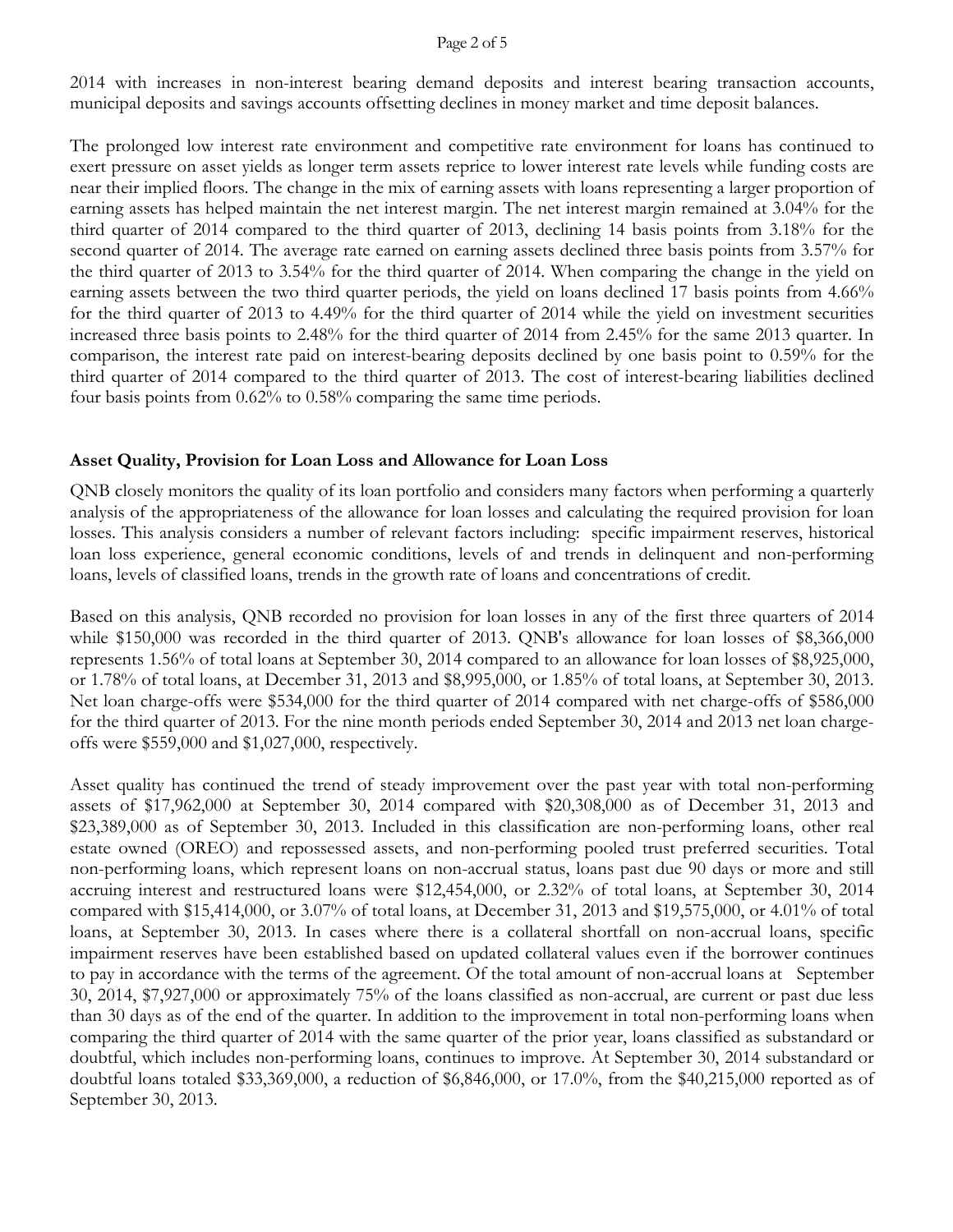2014 with increases in non-interest bearing demand deposits and interest bearing transaction accounts, municipal deposits and savings accounts offsetting declines in money market and time deposit balances.

The prolonged low interest rate environment and competitive rate environment for loans has continued to exert pressure on asset yields as longer term assets reprice to lower interest rate levels while funding costs are near their implied floors. The change in the mix of earning assets with loans representing a larger proportion of earning assets has helped maintain the net interest margin. The net interest margin remained at 3.04% for the third quarter of 2014 compared to the third quarter of 2013, declining 14 basis points from 3.18% for the second quarter of 2014. The average rate earned on earning assets declined three basis points from 3.57% for the third quarter of 2013 to 3.54% for the third quarter of 2014. When comparing the change in the yield on earning assets between the two third quarter periods, the yield on loans declined 17 basis points from 4.66% for the third quarter of 2013 to 4.49% for the third quarter of 2014 while the yield on investment securities increased three basis points to 2.48% for the third quarter of 2014 from 2.45% for the same 2013 quarter. In comparison, the interest rate paid on interest-bearing deposits declined by one basis point to 0.59% for the third quarter of 2014 compared to the third quarter of 2013. The cost of interest-bearing liabilities declined four basis points from 0.62% to 0.58% comparing the same time periods.

## Asset Quality, Provision for Loan Loss and Allowance for Loan Loss

QNB closely monitors the quality of its loan portfolio and considers many factors when performing a quarterly analysis of the appropriateness of the allowance for loan losses and calculating the required provision for loan losses. This analysis considers a number of relevant factors including: specific impairment reserves, historical loan loss experience, general economic conditions, levels of and trends in delinquent and non-performing loans, levels of classified loans, trends in the growth rate of loans and concentrations of credit.

Based on this analysis, QNB recorded no provision for loan losses in any of the first three quarters of 2014 while $150,000 was recorded in the third quarter of 2013. QNB's allowance for loan losses of $8,366,000 represents 1.56% of total loans at September 30, 2014 compared to an allowance for loan losses of $8,925,000, or 1.78% of total loans, at December 31, 2013 and $8,995,000, or 1.85% of total loans, at September 30, 2013. Net loan charge-offs were $534,000 for the third quarter of 2014 compared with net charge-offs of $586,000 for the third quarter of 2013. For the nine month periods ended September 30, 2014 and 2013 net loan charge-offs were $559,000 and $1,027,000, respectively.

Asset quality has continued the trend of steady improvement over the past year with total non-performing assets of $17,962,000 at September 30, 2014 compared with $20,308,000 as of December 31, 2013 and $23,389,000 as of September 30, 2013. Included in this classification are non-performing loans, other real estate owned (OREO) and repossessed assets, and non-performing pooled trust preferred securities. Total non-performing loans, which represent loans on non-accrual status, loans past due 90 days or more and still accruing interest and restructured loans were $12,454,000, or 2.32% of total loans, at September 30, 2014 compared with $15,414,000, or 3.07% of total loans, at December 31, 2013 and $19,575,000, or 4.01% of total loans, at September 30, 2013. In cases where there is a collateral shortfall on non-accrual loans, specific impairment reserves have been established based on updated collateral values even if the borrower continues to pay in accordance with the terms of the agreement. Of the total amount of non-accrual loans at September 30, 2014, $7,927,000 or approximately 75% of the loans classified as non-accrual, are current or past due less than 30 days as of the end of the quarter. In addition to the improvement in total non-performing loans when comparing the third quarter of 2014 with the same quarter of the prior year, loans classified as substandard or doubtful, which includes non-performing loans, continues to improve. At September 30, 2014 substandard or doubtful loans totaled $33,369,000, a reduction of $6,846,000, or 17.0%, from the $40,215,000 reported as of September 30, 2013.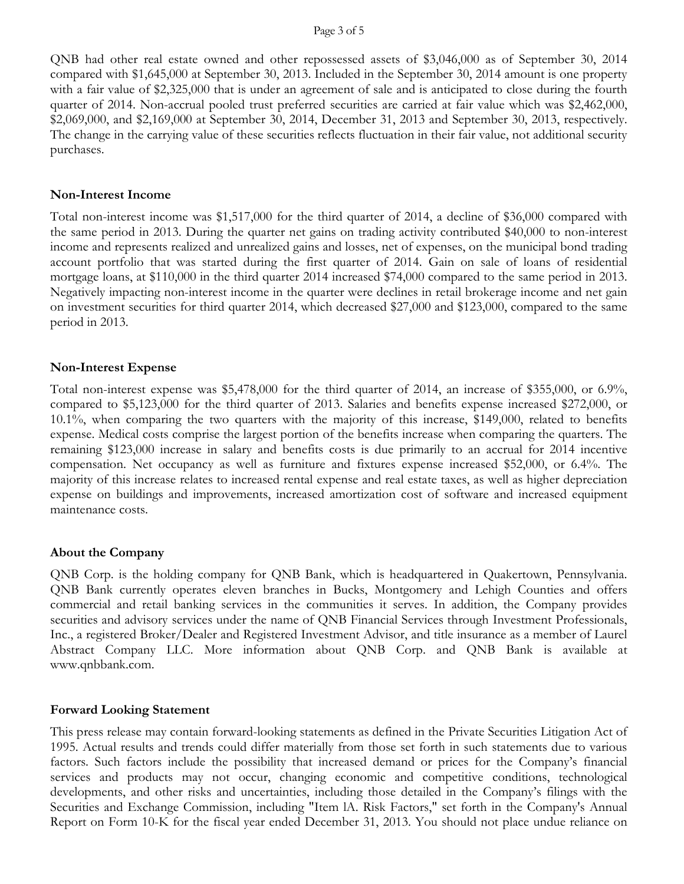QNB had other real estate owned and other repossessed assets of $3,046,000 as of September 30, 2014 compared with $1,645,000 at September 30, 2013. Included in the September 30, 2014 amount is one property with a fair value of $2,325,000 that is under an agreement of sale and is anticipated to close during the fourth quarter of 2014. Non-accrual pooled trust preferred securities are carried at fair value which was $2,462,000, $2,069,000, and $2,169,000 at September 30, 2014, December 31, 2013 and September 30, 2013, respectively. The change in the carrying value of these securities reflects fluctuation in their fair value, not additional security purchases.

**Non-Interest Income**

Total non-interest income was $1,517,000 for the third quarter of 2014, a decline of $36,000 compared with the same period in 2013. During the quarter net gains on trading activity contributed $40,000 to non-interest income and represents realized and unrealized gains and losses, net of expenses, on the municipal bond trading account portfolio that was started during the first quarter of 2014. Gain on sale of loans of residential mortgage loans, at $110,000 in the third quarter 2014 increased $74,000 compared to the same period in 2013. Negatively impacting non-interest income in the quarter were declines in retail brokerage income and net gain on investment securities for third quarter 2014, which decreased $27,000 and $123,000, compared to the same period in 2013.

**Non-Interest Expense**

Total non-interest expense was $5,478,000 for the third quarter of 2014, an increase of $355,000, or 6.9%, compared to $5,123,000 for the third quarter of 2013. Salaries and benefits expense increased $272,000, or 10.1%, when comparing the two quarters with the majority of this increase, $149,000, related to benefits expense. Medical costs comprise the largest portion of the benefits increase when comparing the quarters. The remaining $123,000 increase in salary and benefits costs is due primarily to an accrual for 2014 incentive compensation. Net occupancy as well as furniture and fixtures expense increased $52,000, or 6.4%. The majority of this increase relates to increased rental expense and real estate taxes, as well as higher depreciation expense on buildings and improvements, increased amortization cost of software and increased equipment maintenance costs.

**About the Company**

QNB Corp. is the holding company for QNB Bank, which is headquartered in Quakertown, Pennsylvania. QNB Bank currently operates eleven branches in Bucks, Montgomery and Lehigh Counties and offers commercial and retail banking services in the communities it serves. In addition, the Company provides securities and advisory services under the name of QNB Financial Services through Investment Professionals, Inc., a registered Broker/Dealer and Registered Investment Advisor, and title insurance as a member of Laurel Abstract Company LLC. More information about QNB Corp. and QNB Bank is available at www.qnbbank.com.

**Forward Looking Statement**

This press release may contain forward-looking statements as defined in the Private Securities Litigation Act of 1995. Actual results and trends could differ materially from those set forth in such statements due to various factors. Such factors include the possibility that increased demand or prices for the Company's financial services and products may not occur, changing economic and competitive conditions, technological developments, and other risks and uncertainties, including those detailed in the Company's filings with the Securities and Exchange Commission, including "Item lA. Risk Factors," set forth in the Company's Annual Report on Form 10-K for the fiscal year ended December 31, 2013. You should not place undue reliance on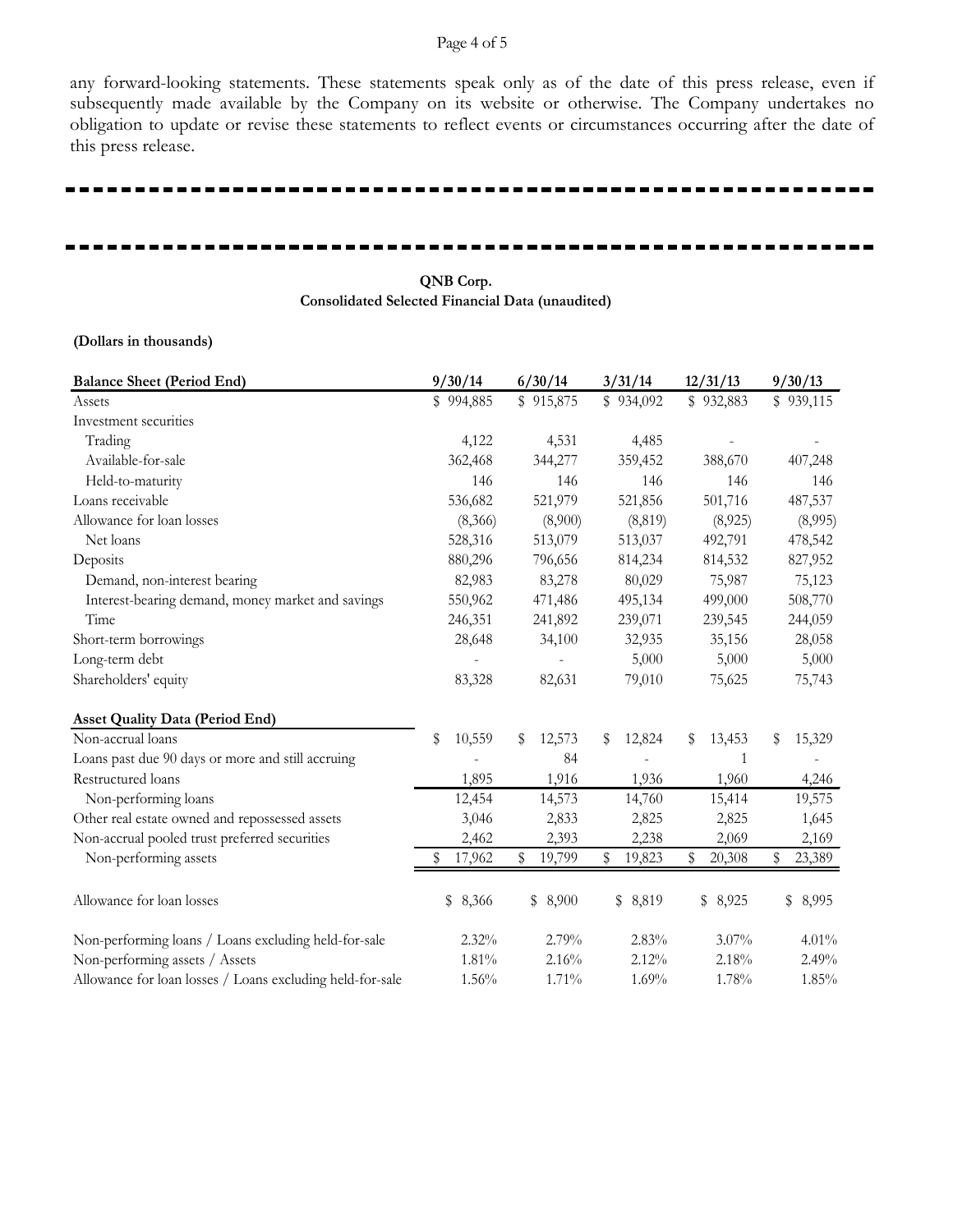any forward-looking statements. These statements speak only as of the date of this press release, even if subsequently made available by the Company on its website or otherwise. The Company undertakes no obligation to update or revise these statements to reflect events or circumstances occurring after the date of this press release.

---

---

**QNB Corp.**
**Consolidated Selected Financial Data (unaudited)**

**(Dollars in thousands)**

| **Balance Sheet (Period End)** | **9/30/14** | **6/30/14** | **3/31/14** | **12/31/13** | **9/30/13** |
|---|---|---|---|---|---|
| Assets | $ 994,885 | $ 915,875 | $ 934,092 | $ 932,883 | $ 939,115 |
| Investment securities | | | | | |
| Trading | 4,122 | 4,531 | 4,485 | - | - |
| Available-for-sale | 362,468 | 344,277 | 359,452 | 388,670 | 407,248 |
| Held-to-maturity | 146 | 146 | 146 | 146 | 146 |
| Loans receivable | 536,682 | 521,979 | 521,856 | 501,716 | 487,537 |
| Allowance for loan losses | (8,366) | (8,900) | (8,819) | (8,925) | (8,995) |
| Net loans | 528,316 | 513,079 | 513,037 | 492,791 | 478,542 |
| Deposits | 880,296 | 796,656 | 814,234 | 814,532 | 827,952 |
| Demand, non-interest bearing | 82,983 | 83,278 | 80,029 | 75,987 | 75,123 |
| Interest-bearing demand, money market and savings | 550,962 | 471,486 | 495,134 | 499,000 | 508,770 |
| Time | 246,351 | 241,892 | 239,071 | 239,545 | 244,059 |
| Short-term borrowings | 28,648 | 34,100 | 32,935 | 35,156 | 28,058 |
| Long-term debt | - | - | 5,000 | 5,000 | 5,000 |
| Shareholders' equity | 83,328 | 82,631 | 79,010 | 75,625 | 75,743 |

| **Asset Quality Data (Period End)** | | | | | |
|---|---|---|---|---|---|
| Non-accrual loans | $ 10,559 | $ 12,573 | $ 12,824 | $ 13,453 | $ 15,329 |
| Loans past due 90 days or more and still accruing | - | 84 | - | 1 | - |
| Restructured loans | 1,895 | 1,916 | 1,936 | 1,960 | 4,246 |
| Non-performing loans | 12,454 | 14,573 | 14,760 | 15,414 | 19,575 |
| Other real estate owned and repossessed assets | 3,046 | 2,833 | 2,825 | 2,825 | 1,645 |
| Non-accrual pooled trust preferred securities | 2,462 | 2,393 | 2,238 | 2,069 | 2,169 |
| Non-performing assets | $ 17,962 | $ 19,799 | $ 19,823 | $ 20,308 | $ 23,389 |
| | | | | | |
| Allowance for loan losses | $ 8,366 | $ 8,900 | $ 8,819 | $ 8,925 | $ 8,995 |
| | | | | | |
| Non-performing loans / Loans excluding held-for-sale | 2.32% | 2.79% | 2.83% | 3.07% | 4.01% |
| Non-performing assets / Assets | 1.81% | 2.16% | 2.12% | 2.18% | 2.49% |
| Allowance for loan losses / Loans excluding held-for-sale | 1.56% | 1.71% | 1.69% | 1.78% | 1.85% |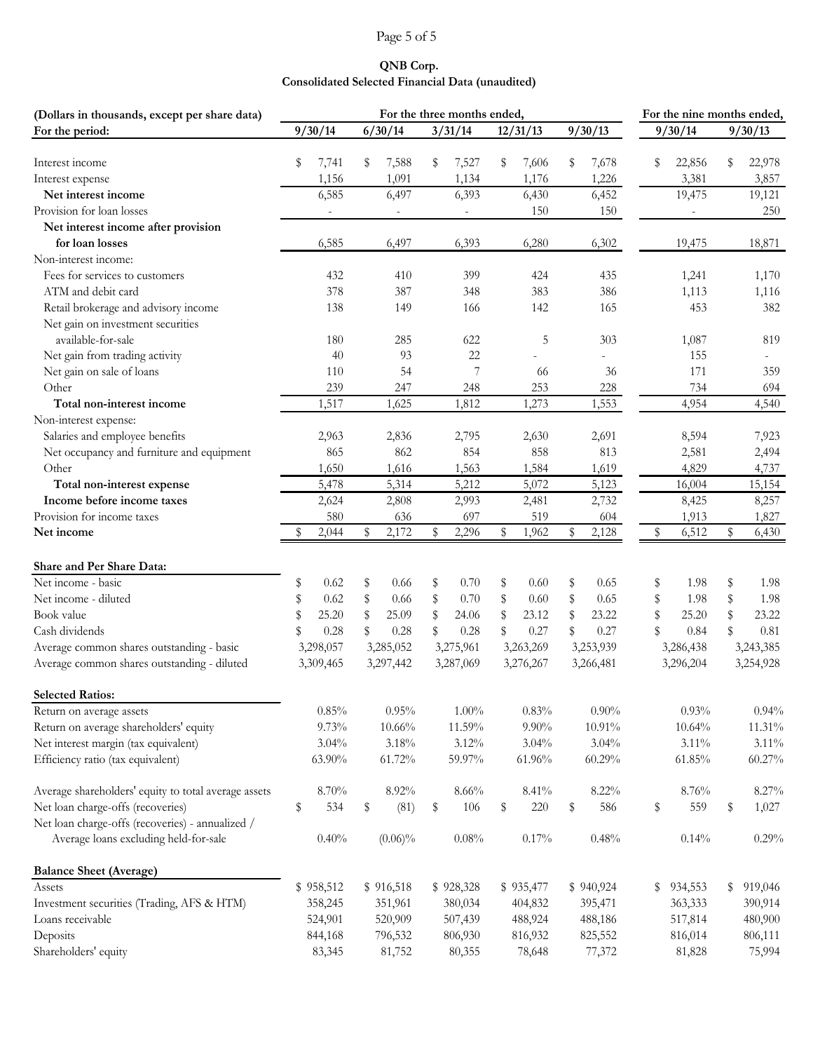**QNB Corp.**
**Consolidated Selected Financial Data (unaudited)**

| (Dollars in thousands, except per share data) | For the three months ended, | | | | | For the nine months ended, | |
|---|---|---|---|---|---|---|---|
| **For the period:** | 9/30/14 | 6/30/14 | 3/31/14 | 12/31/13 | 9/30/13 | 9/30/14 | 9/30/13 |
| Interest income | $ 7,741 | $ 7,588 | $ 7,527 | $ 7,606 | $ 7,678 | $ 22,856 | $ 22,978 |
| Interest expense | 1,156 | 1,091 | 1,134 | 1,176 | 1,226 | 3,381 | 3,857 |
| **Net interest income** | 6,585 | 6,497 | 6,393 | 6,430 | 6,452 | 19,475 | 19,121 |
| Provision for loan losses | - | - | - | 150 | 150 | - | 250 |
| **Net interest income after provision for loan losses** | 6,585 | 6,497 | 6,393 | 6,280 | 6,302 | 19,475 | 18,871 |
| Non-interest income: | | | | | | | |
| Fees for services to customers | 432 | 410 | 399 | 424 | 435 | 1,241 | 1,170 |
| ATM and debit card | 378 | 387 | 348 | 383 | 386 | 1,113 | 1,116 |
| Retail brokerage and advisory income | 138 | 149 | 166 | 142 | 165 | 453 | 382 |
| Net gain on investment securities available-for-sale | 180 | 285 | 622 | 5 | 303 | 1,087 | 819 |
| Net gain from trading activity | 40 | 93 | 22 | - | - | 155 | - |
| Net gain on sale of loans | 110 | 54 | 7 | 66 | 36 | 171 | 359 |
| Other | 239 | 247 | 248 | 253 | 228 | 734 | 694 |
| **Total non-interest income** | 1,517 | 1,625 | 1,812 | 1,273 | 1,553 | 4,954 | 4,540 |
| Non-interest expense: | | | | | | | |
| Salaries and employee benefits | 2,963 | 2,836 | 2,795 | 2,630 | 2,691 | 8,594 | 7,923 |
| Net occupancy and furniture and equipment | 865 | 862 | 854 | 858 | 813 | 2,581 | 2,494 |
| Other | 1,650 | 1,616 | 1,563 | 1,584 | 1,619 | 4,829 | 4,737 |
| **Total non-interest expense** | 5,478 | 5,314 | 5,212 | 5,072 | 5,123 | 16,004 | 15,154 |
| **Income before income taxes** | 2,624 | 2,808 | 2,993 | 2,481 | 2,732 | 8,425 | 8,257 |
| Provision for income taxes | 580 | 636 | 697 | 519 | 604 | 1,913 | 1,827 |
| **Net income** | $ 2,044 | $ 2,172 | $ 2,296 | $ 1,962 | $ 2,128 | $ 6,512 | $ 6,430 |
| **Share and Per Share Data:** | | | | | | | |
| Net income - basic | $ 0.62 | $ 0.66 | $ 0.70 | $ 0.60 | $ 0.65 | $ 1.98 | $ 1.98 |
| Net income - diluted | $ 0.62 | $ 0.66 | $ 0.70 | $ 0.60 | $ 0.65 | $ 1.98 | $ 1.98 |
| Book value | $ 25.20 | $ 25.09 | $ 24.06 | $ 23.12 | $ 23.22 | $ 25.20 | $ 23.22 |
| Cash dividends | $ 0.28 | $ 0.28 | $ 0.28 | $ 0.27 | $ 0.27 | $ 0.84 | $ 0.81 |
| Average common shares outstanding - basic | 3,298,057 | 3,285,052 | 3,275,961 | 3,263,269 | 3,253,939 | 3,286,438 | 3,243,385 |
| Average common shares outstanding - diluted | 3,309,465 | 3,297,442 | 3,287,069 | 3,276,267 | 3,266,481 | 3,296,204 | 3,254,928 |
| **Selected Ratios:** | | | | | | | |
| Return on average assets | 0.85% | 0.95% | 1.00% | 0.83% | 0.90% | 0.93% | 0.94% |
| Return on average shareholders' equity | 9.73% | 10.66% | 11.59% | 9.90% | 10.91% | 10.64% | 11.31% |
| Net interest margin (tax equivalent) | 3.04% | 3.18% | 3.12% | 3.04% | 3.04% | 3.11% | 3.11% |
| Efficiency ratio (tax equivalent) | 63.90% | 61.72% | 59.97% | 61.96% | 60.29% | 61.85% | 60.27% |
| Average shareholders' equity to total average assets | 8.70% | 8.92% | 8.66% | 8.41% | 8.22% | 8.76% | 8.27% |
| Net loan charge-offs (recoveries) | $ 534 | $ (81) | $ 106 | $ 220 | $ 586 | $ 559 | $ 1,027 |
| Net loan charge-offs (recoveries) - annualized / Average loans excluding held-for-sale | 0.40% | (0.06)% | 0.08% | 0.17% | 0.48% | 0.14% | 0.29% |
| **Balance Sheet (Average)** | | | | | | | |
| Assets | $ 958,512 | $ 916,518 | $ 928,328 | $ 935,477 | $ 940,924 | $ 934,553 | $ 919,046 |
| Investment securities (Trading, AFS & HTM) | 358,245 | 351,961 | 380,034 | 404,832 | 395,471 | 363,333 | 390,914 |
| Loans receivable | 524,901 | 520,909 | 507,439 | 488,924 | 488,186 | 517,814 | 480,900 |
| Deposits | 844,168 | 796,532 | 806,930 | 816,932 | 825,552 | 816,014 | 806,111 |
| Shareholders' equity | 83,345 | 81,752 | 80,355 | 78,648 | 77,372 | 81,828 | 75,994 |